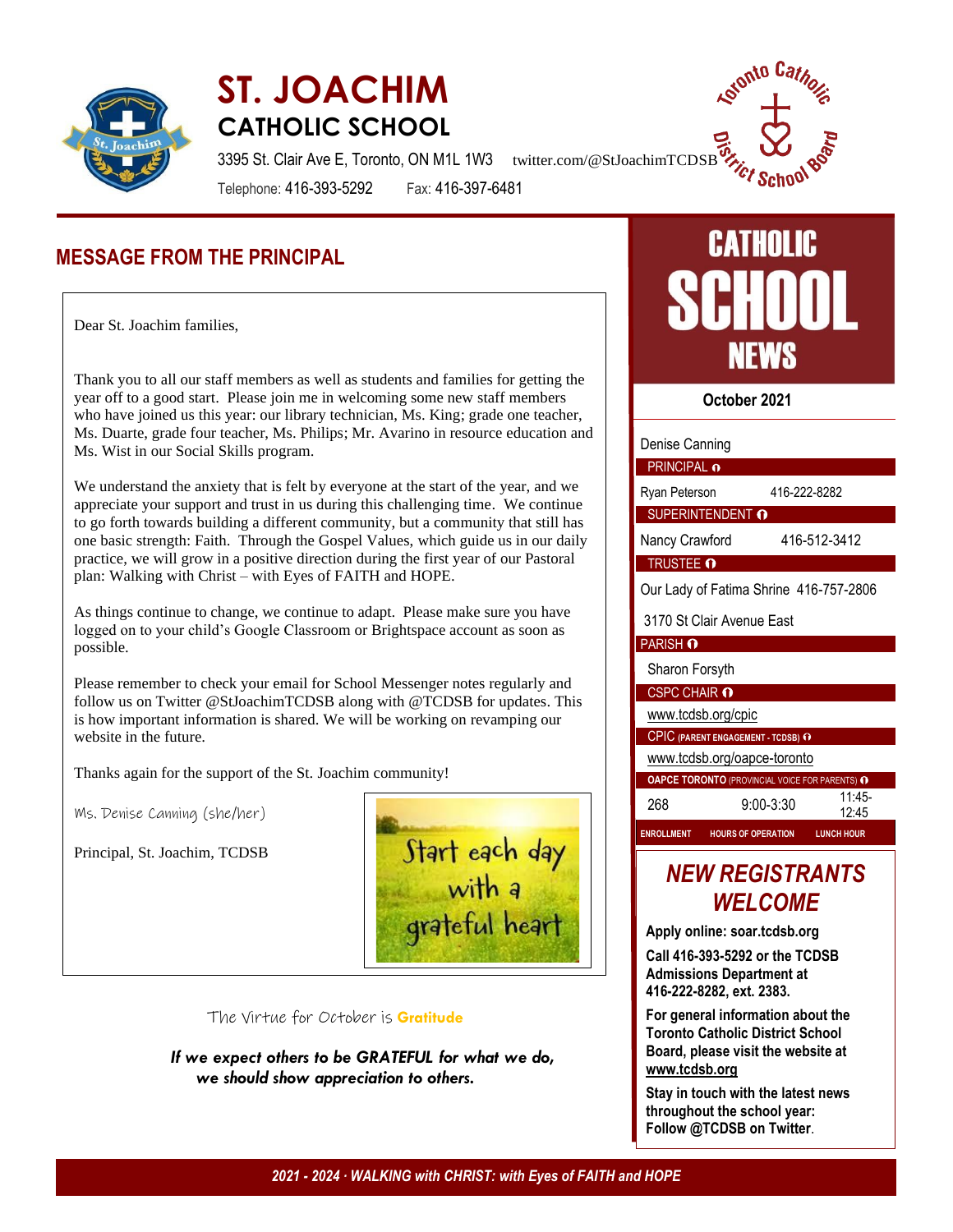# ST. JOACHIM

## CATHOLIC SCHOOL

3395 St. Clair Ave E, Toronto, ON M1L 1W3 twitter.com/@StJoachimTCDSB

Telephone: 416-393-5292 Fax: 416-397-6481

## MESSAGE FROM THE PRINCIPAL

Dear St. Joachim families,

Thank you to all our staff members as well as students and families for getting the year off to a good start. Please join me in welcoming some new staff members who have joined us this year: our library technician, Ms. King; grade one teacher, Ms. Duarte, grade four teacher, Ms. Philips; Mr. Avarino in resource education and Ms. Wist in our Social Skills program.

We understand the anxiety that is felt by everyone at the start of the year, and we appreciate your support and trust in us during this challenging time. We continue to go forth towards building a different community, but a community that still has one basic strength: Faith. Through the Gospel Values, which guide us in our daily practice, we will grow in a positive direction during the first year of our Pastoral plan: Walking with Christ – with Eyes of FAITH and HOPE.

As things continue to change, we continue to adapt. Please make sure you have logged on to your child's Google Classroom or Brightspace account as soon as possible.

Please remember to check your email for School Messenger notes regularly and follow us on Twitter @StJoachimTCDSB along with @TCDSB for updates. This is how important information is shared. We will be working on revamping our website in the future.

Thanks again for the support of the St. Joachim community!

Ms. Denise Canning (she/her)

Principal, St. Joachim, TCDSB

Start each day with a grateful heart

The Virtue for October is **Gratitude**

***If we expect others to be GRATEFUL for what we do, we should show appreciation to others.***

# CATHOLIC SCHOOL NEWS

**October 2021**

Denise Canning
PRINCIPAL

Ryan Peterson 416-222-8282
SUPERINTENDENT

Nancy Crawford 416-512-3412
TRUSTEE

Our Lady of Fatima Shrine 416-757-2806
3170 St Clair Avenue East
PARISH

Sharon Forsyth
CSPC CHAIR

www.tcdsb.org/cpic
CPIC (PARENT ENGAGEMENT - TCDSB)

www.tcdsb.org/oapce-toronto
OAPCE TORONTO (PROVINCIAL VOICE FOR PARENTS)

| 268 | 9:00-3:30 | 11:45-12:45 |
|---|---|---|
| ENROLLMENT | HOURS OF OPERATION | LUNCH HOUR |

## *NEW REGISTRANTS WELCOME*

**Apply online: soar.tcdsb.org**

**Call 416-393-5292 or the TCDSB Admissions Department at 416-222-8282, ext. 2383.**

**For general information about the Toronto Catholic District School Board, please visit the website at www.tcdsb.org**

**Stay in touch with the latest news throughout the school year: Follow @TCDSB on Twitter.**

*2021 - 2024 · WALKING with CHRIST: with Eyes of FAITH and HOPE*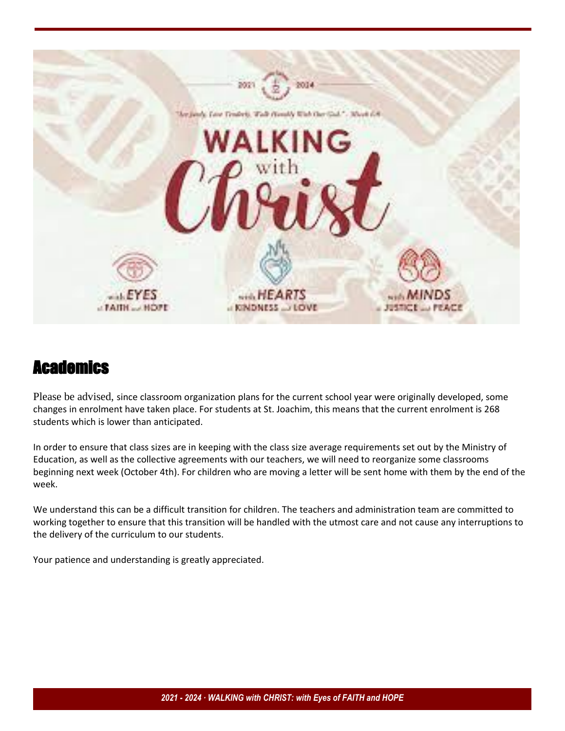## Academics

Please be advised, since classroom organization plans for the current school year were originally developed, some changes in enrolment have taken place. For students at St. Joachim, this means that the current enrolment is 268 students which is lower than anticipated.

In order to ensure that class sizes are in keeping with the class size average requirements set out by the Ministry of Education, as well as the collective agreements with our teachers, we will need to reorganize some classrooms beginning next week (October 4th). For children who are moving a letter will be sent home with them by the end of the week.

We understand this can be a difficult transition for children. The teachers and administration team are committed to working together to ensure that this transition will be handled with the utmost care and not cause any interruptions to the delivery of the curriculum to our students.

Your patience and understanding is greatly appreciated.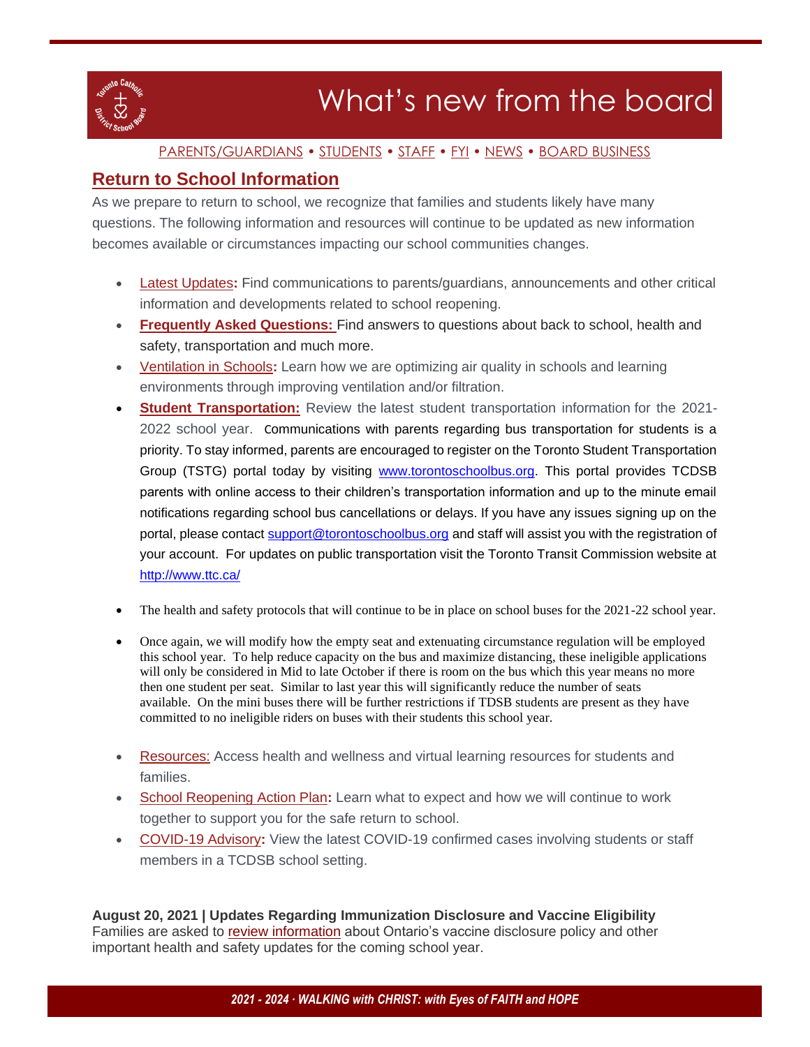# What's new from the board

PARENTS/GUARDIANS • STUDENTS • STAFF • FYI • NEWS • BOARD BUSINESS

## Return to School Information

As we prepare to return to school, we recognize that families and students likely have many questions. The following information and resources will continue to be updated as new information becomes available or circumstances impacting our school communities changes.

- Latest Updates**:** Find communications to parents/guardians, announcements and other critical information and developments related to school reopening.
- **Frequently Asked Questions:** Find answers to questions about back to school, health and safety, transportation and much more.
- Ventilation in Schools**:** Learn how we are optimizing air quality in schools and learning environments through improving ventilation and/or filtration.
- **Student Transportation:** Review the latest student transportation information for the 2021-2022 school year. Communications with parents regarding bus transportation for students is a priority. To stay informed, parents are encouraged to register on the Toronto Student Transportation Group (TSTG) portal today by visiting www.torontoschoolbus.org. This portal provides TCDSB parents with online access to their children's transportation information and up to the minute email notifications regarding school bus cancellations or delays. If you have any issues signing up on the portal, please contact support@torontoschoolbus.org and staff will assist you with the registration of your account. For updates on public transportation visit the Toronto Transit Commission website at http://www.ttc.ca/
- The health and safety protocols that will continue to be in place on school buses for the 2021-22 school year.
- Once again, we will modify how the empty seat and extenuating circumstance regulation will be employed this school year. To help reduce capacity on the bus and maximize distancing, these ineligible applications will only be considered in Mid to late October if there is room on the bus which this year means no more then one student per seat. Similar to last year this will significantly reduce the number of seats available. On the mini buses there will be further restrictions if TDSB students are present as they have committed to no ineligible riders on buses with their students this school year.
- Resources: Access health and wellness and virtual learning resources for students and families.
- School Reopening Action Plan**:** Learn what to expect and how we will continue to work together to support you for the safe return to school.
- COVID-19 Advisory**:** View the latest COVID-19 confirmed cases involving students or staff members in a TCDSB school setting.

**August 20, 2021 | Updates Regarding Immunization Disclosure and Vaccine Eligibility**
Families are asked to review information about Ontario's vaccine disclosure policy and other important health and safety updates for the coming school year.

*2021 - 2024 · WALKING with CHRIST: with Eyes of FAITH and HOPE*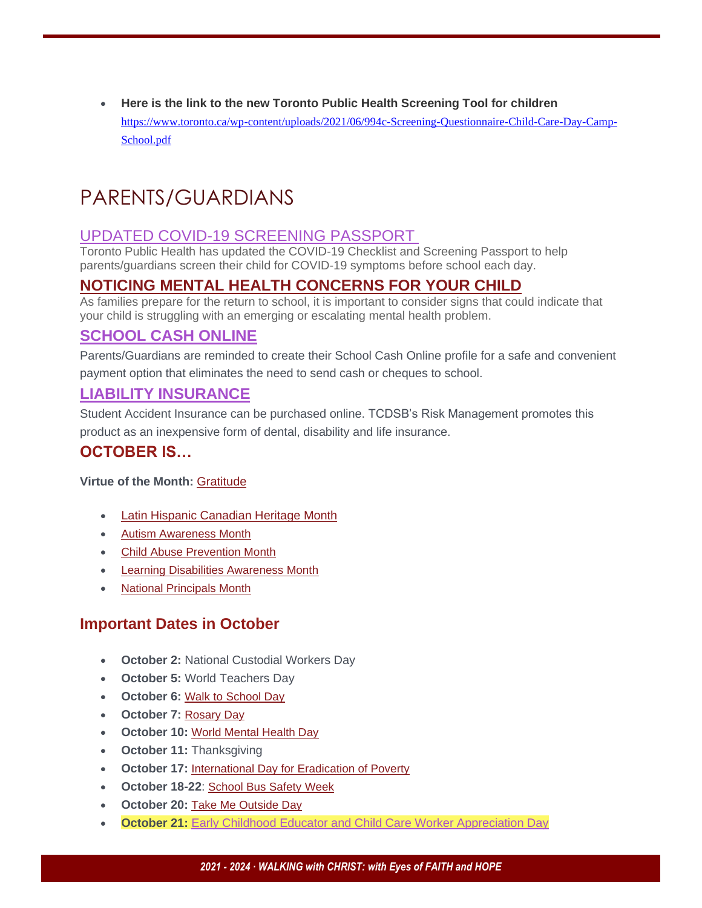- **Here is the link to the new Toronto Public Health Screening Tool for children** [https://www.toronto.ca/wp-content/uploads/2021/06/994c-Screening-Questionnaire-Child-Care-Day-Camp-School.pdf](https://www.toronto.ca/wp-content/uploads/2021/06/994c-Screening-Questionnaire-Child-Care-Day-Camp-School.pdf)

# PARENTS/GUARDIANS

## UPDATED COVID-19 SCREENING PASSPORT

Toronto Public Health has updated the COVID-19 Checklist and Screening Passport to help parents/guardians screen their child for COVID-19 symptoms before school each day.

## NOTICING MENTAL HEALTH CONCERNS FOR YOUR CHILD

As families prepare for the return to school, it is important to consider signs that could indicate that your child is struggling with an emerging or escalating mental health problem.

## SCHOOL CASH ONLINE

Parents/Guardians are reminded to create their School Cash Online profile for a safe and convenient payment option that eliminates the need to send cash or cheques to school.

## LIABILITY INSURANCE

Student Accident Insurance can be purchased online. TCDSB's Risk Management promotes this product as an inexpensive form of dental, disability and life insurance.

## OCTOBER IS…

**Virtue of the Month:** Gratitude

- Latin Hispanic Canadian Heritage Month
- Autism Awareness Month
- Child Abuse Prevention Month
- Learning Disabilities Awareness Month
- National Principals Month

## Important Dates in October

- **October 2:** National Custodial Workers Day
- **October 5:** World Teachers Day
- **October 6:** Walk to School Day
- **October 7:** Rosary Day
- **October 10:** World Mental Health Day
- **October 11:** Thanksgiving
- **October 17:** International Day for Eradication of Poverty
- **October 18-22**: School Bus Safety Week
- **October 20:** Take Me Outside Day
- **October 21:** Early Childhood Educator and Child Care Worker Appreciation Day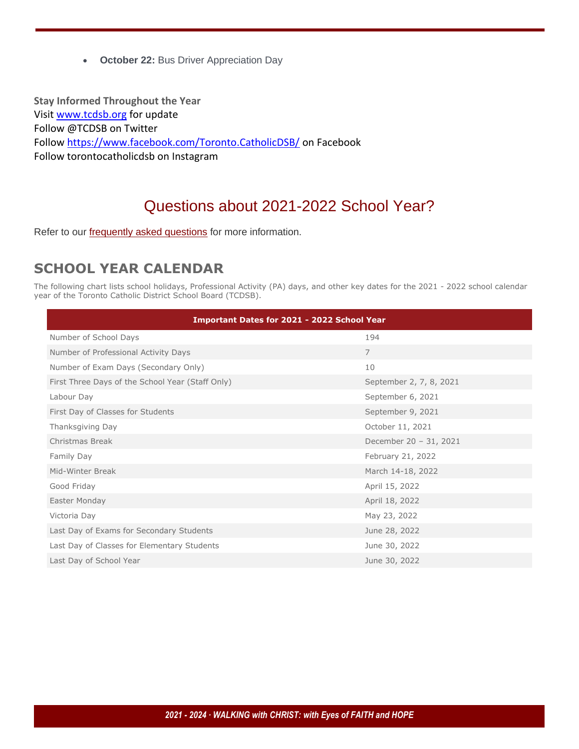- **October 22:** Bus Driver Appreciation Day

**Stay Informed Throughout the Year**
Visit www.tcdsb.org for update
Follow @TCDSB on Twitter
Follow https://www.facebook.com/Toronto.CatholicDSB/ on Facebook
Follow torontocatholicdsb on Instagram

## Questions about 2021-2022 School Year?

Refer to our frequently asked questions for more information.

## SCHOOL YEAR CALENDAR

The following chart lists school holidays, Professional Activity (PA) days, and other key dates for the 2021 - 2022 school calendar year of the Toronto Catholic District School Board (TCDSB).

| Important Dates for 2021 - 2022 School Year | |
|---|---|
| Number of School Days | 194 |
| Number of Professional Activity Days | 7 |
| Number of Exam Days (Secondary Only) | 10 |
| First Three Days of the School Year (Staff Only) | September 2, 7, 8, 2021 |
| Labour Day | September 6, 2021 |
| First Day of Classes for Students | September 9, 2021 |
| Thanksgiving Day | October 11, 2021 |
| Christmas Break | December 20 – 31, 2021 |
| Family Day | February 21, 2022 |
| Mid-Winter Break | March 14-18, 2022 |
| Good Friday | April 15, 2022 |
| Easter Monday | April 18, 2022 |
| Victoria Day | May 23, 2022 |
| Last Day of Exams for Secondary Students | June 28, 2022 |
| Last Day of Classes for Elementary Students | June 30, 2022 |
| Last Day of School Year | June 30, 2022 |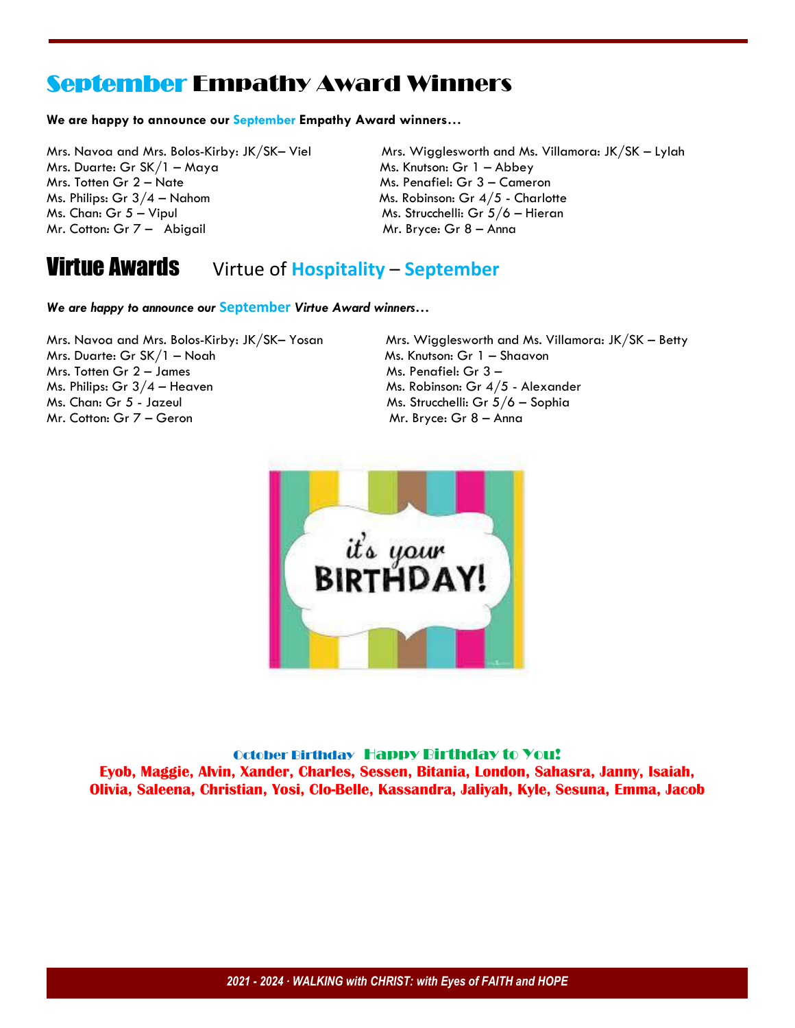## September Empathy Award Winners

**We are happy to announce our September Empathy Award winners…**

Mrs. Navoa and Mrs. Bolos-Kirby: JK/SK– Viel
Mrs. Duarte: Gr SK/1 – Maya
Mrs. Totten Gr 2 – Nate
Ms. Philips: Gr 3/4 – Nahom
Ms. Chan: Gr 5 – Vipul
Mr. Cotton: Gr 7 – Abigail
Mrs. Wigglesworth and Ms. Villamora: JK/SK – Lylah
Ms. Knutson: Gr 1 – Abbey
Ms. Penafiel: Gr 3 – Cameron
Ms. Robinson: Gr 4/5 - Charlotte
Ms. Strucchelli: Gr 5/6 – Hieran
Mr. Bryce: Gr 8 – Anna

## Virtue Awards

Virtue of **Hospitality** – **September**

***We are happy to announce our September Virtue Award winners…***

Mrs. Navoa and Mrs. Bolos-Kirby: JK/SK– Yosan
Mrs. Duarte: Gr SK/1 – Noah
Mrs. Totten Gr 2 – James
Ms. Philips: Gr 3/4 – Heaven
Ms. Chan: Gr 5 - Jazeul
Mr. Cotton: Gr 7 – Geron
Mrs. Wigglesworth and Ms. Villamora: JK/SK – Betty
Ms. Knutson: Gr 1 – Shaavon
Ms. Penafiel: Gr 3 –
Ms. Robinson: Gr 4/5 - Alexander
Ms. Strucchelli: Gr 5/6 – Sophia
Mr. Bryce: Gr 8 – Anna

October Birthday Happy Birthday to You!

**Eyob, Maggie, Alvin, Xander, Charles, Sessen, Bitania, London, Sahasra, Janny, Isaiah, Olivia, Saleena, Christian, Yosi, Clo-Belle, Kassandra, Jaliyah, Kyle, Sesuna, Emma, Jacob**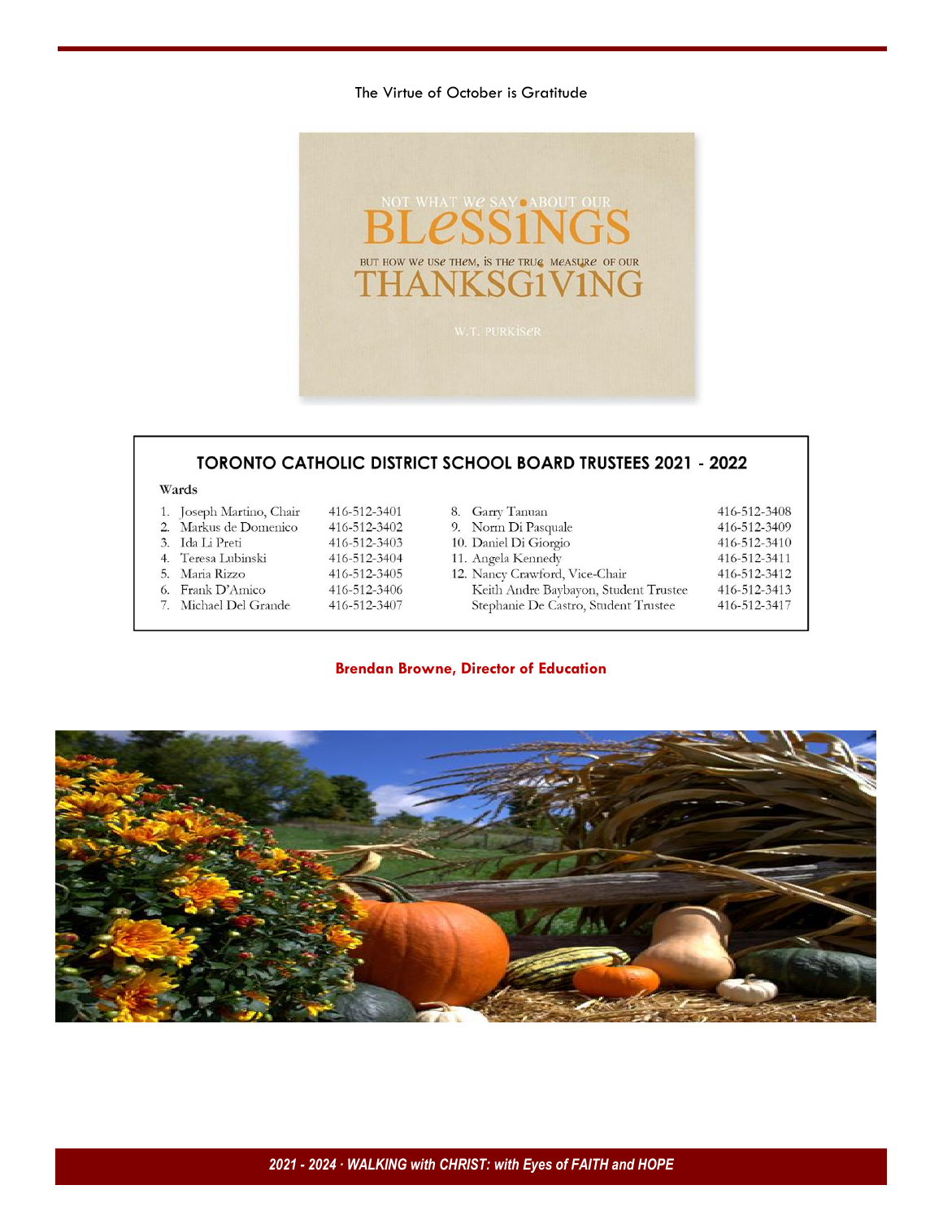The Virtue of October is Gratitude

NOT WHAT WE SAY ABOUT OUR BLESSINGS BUT HOW WE USE THEM, IS THE TRUE MEASURE OF OUR THANKSGIVING

W.T. PURKISER

## TORONTO CATHOLIC DISTRICT SCHOOL BOARD TRUSTEES 2021 - 2022

Wards

| | | | |
|---|---|---|---|
| 1. Joseph Martino, Chair | 416-512-3401 | 8. Garry Tanuan | 416-512-3408 |
| 2. Markus de Domenico | 416-512-3402 | 9. Norm Di Pasquale | 416-512-3409 |
| 3. Ida Li Preti | 416-512-3403 | 10. Daniel Di Giorgio | 416-512-3410 |
| 4. Teresa Lubinski | 416-512-3404 | 11. Angela Kennedy | 416-512-3411 |
| 5. Maria Rizzo | 416-512-3405 | 12. Nancy Crawford, Vice-Chair | 416-512-3412 |
| 6. Frank D'Amico | 416-512-3406 | Keith Andre Baybayon, Student Trustee | 416-512-3413 |
| 7. Michael Del Grande | 416-512-3407 | Stephanie De Castro, Student Trustee | 416-512-3417 |

**Brendan Browne, Director of Education**